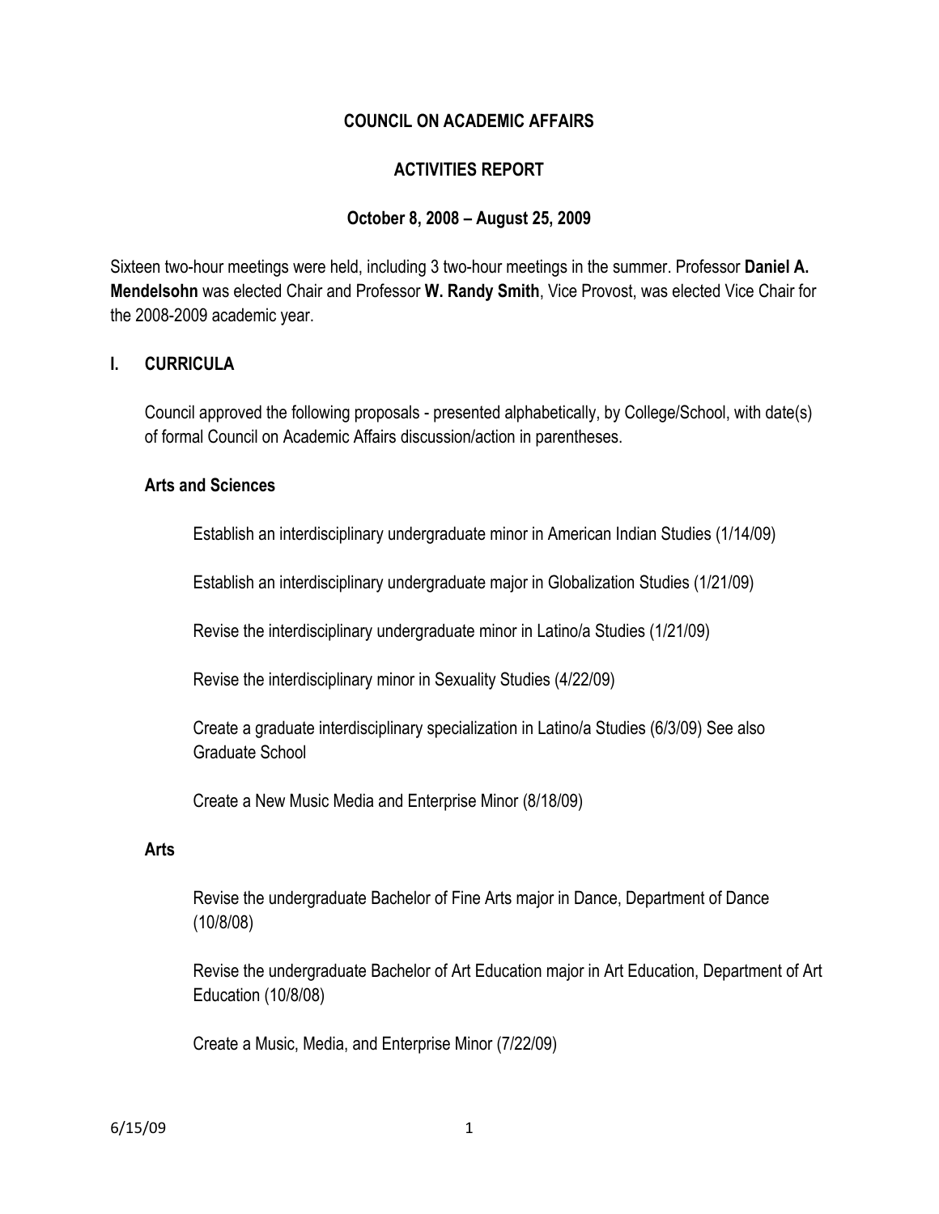# COUNCIL ON ACADEMIC AFFAIRS

## ACTIVITIES REPORT

### October 8, 2008 – August 25, 2009

Sixteen two-hour meetings were held, including 3 two-hour meetings in the summer. Professor **Daniel A. Mendelsohn** was elected Chair and Professor **W. Randy Smith**, Vice Provost, was elected Vice Chair for the 2008-2009 academic year.

## I. CURRICULA

Council approved the following proposals - presented alphabetically, by College/School, with date(s) of formal Council on Academic Affairs discussion/action in parentheses.

### Arts and Sciences

Establish an interdisciplinary undergraduate minor in American Indian Studies (1/14/09)

Establish an interdisciplinary undergraduate major in Globalization Studies (1/21/09)

Revise the interdisciplinary undergraduate minor in Latino/a Studies (1/21/09)

Revise the interdisciplinary minor in Sexuality Studies (4/22/09)

Create a graduate interdisciplinary specialization in Latino/a Studies (6/3/09) See also Graduate School

Create a New Music Media and Enterprise Minor (8/18/09)

### Arts

Revise the undergraduate Bachelor of Fine Arts major in Dance, Department of Dance (10/8/08)

Revise the undergraduate Bachelor of Art Education major in Art Education, Department of Art Education (10/8/08)

Create a Music, Media, and Enterprise Minor (7/22/09)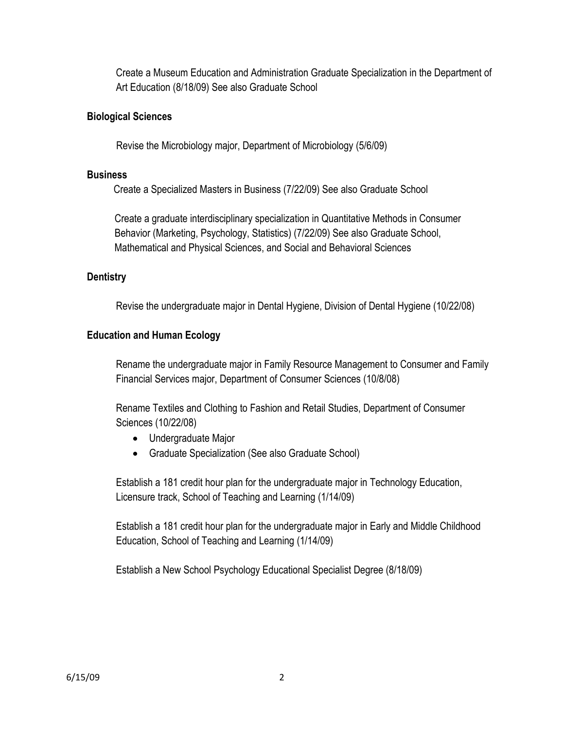Create a Museum Education and Administration Graduate Specialization in the Department of Art Education (8/18/09) See also Graduate School

**Biological Sciences**

Revise the Microbiology major, Department of Microbiology (5/6/09)

**Business**

Create a Specialized Masters in Business (7/22/09) See also Graduate School

Create a graduate interdisciplinary specialization in Quantitative Methods in Consumer Behavior (Marketing, Psychology, Statistics) (7/22/09) See also Graduate School, Mathematical and Physical Sciences, and Social and Behavioral Sciences

**Dentistry**

Revise the undergraduate major in Dental Hygiene, Division of Dental Hygiene (10/22/08)

**Education and Human Ecology**

Rename the undergraduate major in Family Resource Management to Consumer and Family Financial Services major, Department of Consumer Sciences (10/8/08)

Rename Textiles and Clothing to Fashion and Retail Studies, Department of Consumer Sciences (10/22/08)

- Undergraduate Major
- Graduate Specialization (See also Graduate School)

Establish a 181 credit hour plan for the undergraduate major in Technology Education, Licensure track, School of Teaching and Learning (1/14/09)

Establish a 181 credit hour plan for the undergraduate major in Early and Middle Childhood Education, School of Teaching and Learning (1/14/09)

Establish a New School Psychology Educational Specialist Degree (8/18/09)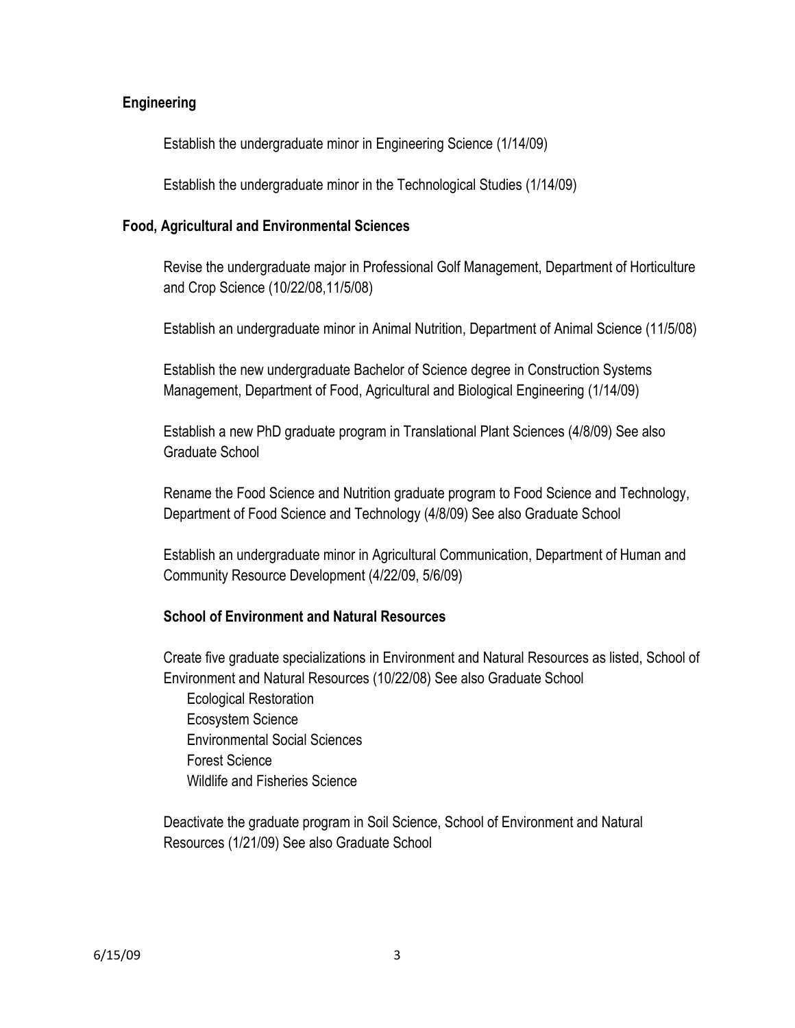**Engineering**

Establish the undergraduate minor in Engineering Science (1/14/09)

Establish the undergraduate minor in the Technological Studies (1/14/09)

**Food, Agricultural and Environmental Sciences**

Revise the undergraduate major in Professional Golf Management, Department of Horticulture and Crop Science (10/22/08,11/5/08)

Establish an undergraduate minor in Animal Nutrition, Department of Animal Science (11/5/08)

Establish the new undergraduate Bachelor of Science degree in Construction Systems Management, Department of Food, Agricultural and Biological Engineering (1/14/09)

Establish a new PhD graduate program in Translational Plant Sciences (4/8/09) See also Graduate School

Rename the Food Science and Nutrition graduate program to Food Science and Technology, Department of Food Science and Technology (4/8/09) See also Graduate School

Establish an undergraduate minor in Agricultural Communication, Department of Human and Community Resource Development (4/22/09, 5/6/09)

**School of Environment and Natural Resources**

Create five graduate specializations in Environment and Natural Resources as listed, School of Environment and Natural Resources (10/22/08) See also Graduate School

- Ecological Restoration
- Ecosystem Science
- Environmental Social Sciences
- Forest Science
- Wildlife and Fisheries Science

Deactivate the graduate program in Soil Science, School of Environment and Natural Resources (1/21/09) See also Graduate School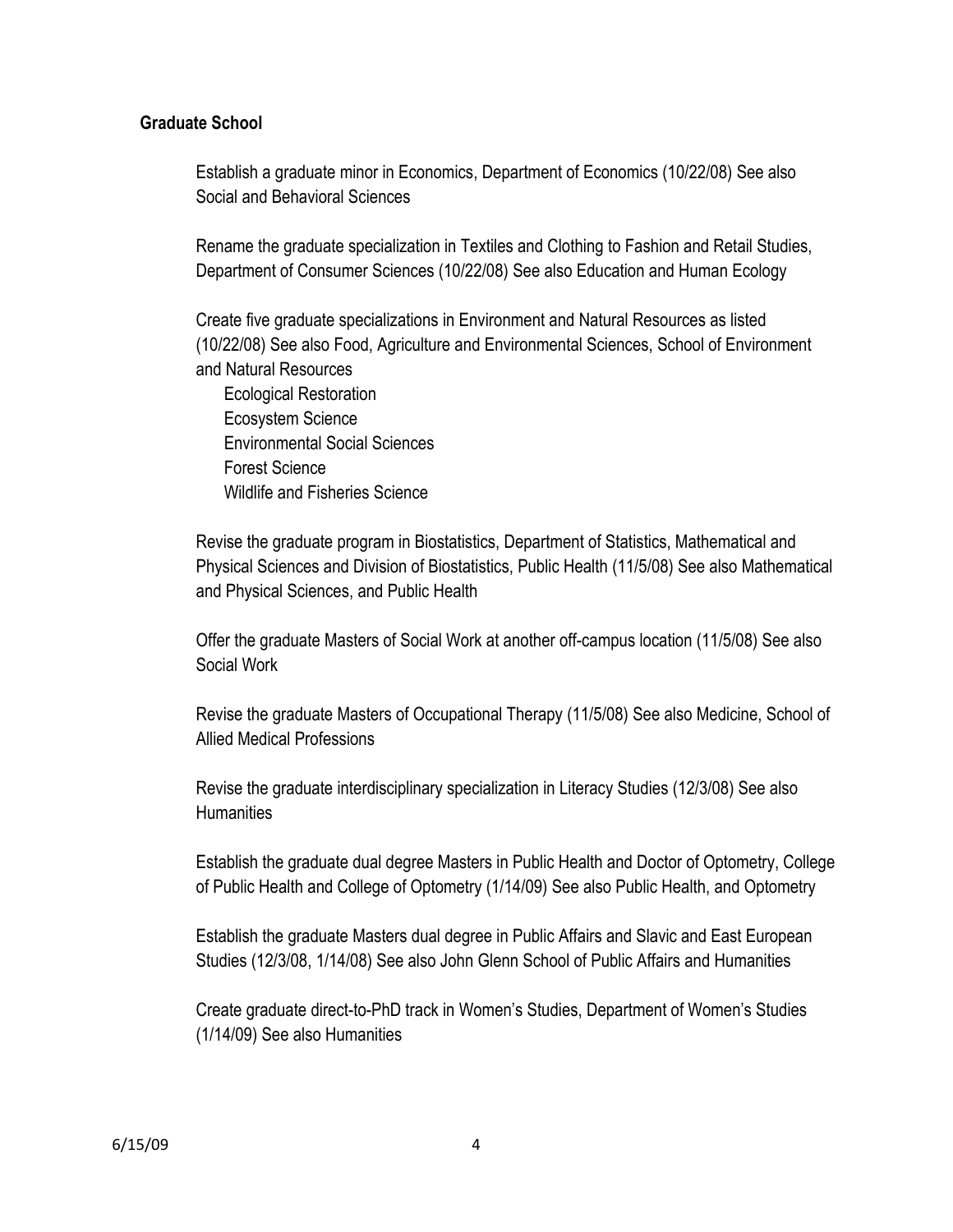**Graduate School**

Establish a graduate minor in Economics, Department of Economics (10/22/08) See also Social and Behavioral Sciences

Rename the graduate specialization in Textiles and Clothing to Fashion and Retail Studies, Department of Consumer Sciences (10/22/08) See also Education and Human Ecology

Create five graduate specializations in Environment and Natural Resources as listed (10/22/08) See also Food, Agriculture and Environmental Sciences, School of Environment and Natural Resources

- Ecological Restoration
- Ecosystem Science
- Environmental Social Sciences
- Forest Science
- Wildlife and Fisheries Science

Revise the graduate program in Biostatistics, Department of Statistics, Mathematical and Physical Sciences and Division of Biostatistics, Public Health (11/5/08) See also Mathematical and Physical Sciences, and Public Health

Offer the graduate Masters of Social Work at another off-campus location (11/5/08) See also Social Work

Revise the graduate Masters of Occupational Therapy (11/5/08) See also Medicine, School of Allied Medical Professions

Revise the graduate interdisciplinary specialization in Literacy Studies (12/3/08) See also Humanities

Establish the graduate dual degree Masters in Public Health and Doctor of Optometry, College of Public Health and College of Optometry (1/14/09) See also Public Health, and Optometry

Establish the graduate Masters dual degree in Public Affairs and Slavic and East European Studies (12/3/08, 1/14/08) See also John Glenn School of Public Affairs and Humanities

Create graduate direct-to-PhD track in Women's Studies, Department of Women's Studies (1/14/09) See also Humanities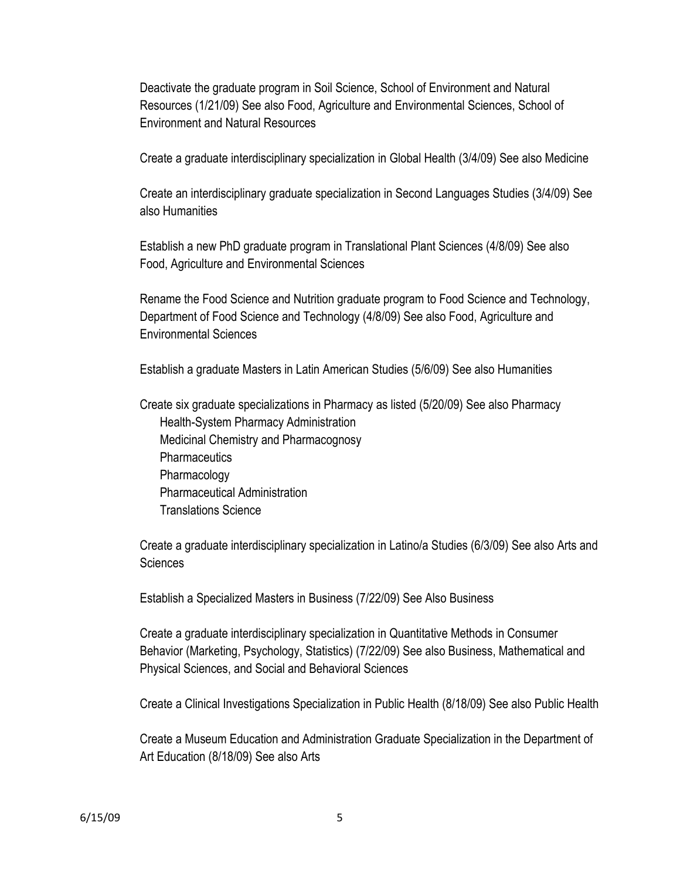Deactivate the graduate program in Soil Science, School of Environment and Natural Resources (1/21/09) See also Food, Agriculture and Environmental Sciences, School of Environment and Natural Resources

Create a graduate interdisciplinary specialization in Global Health (3/4/09) See also Medicine

Create an interdisciplinary graduate specialization in Second Languages Studies (3/4/09) See also Humanities

Establish a new PhD graduate program in Translational Plant Sciences (4/8/09) See also Food, Agriculture and Environmental Sciences

Rename the Food Science and Nutrition graduate program to Food Science and Technology, Department of Food Science and Technology (4/8/09) See also Food, Agriculture and Environmental Sciences

Establish a graduate Masters in Latin American Studies (5/6/09) See also Humanities

Create six graduate specializations in Pharmacy as listed (5/20/09) See also Pharmacy

- Health-System Pharmacy Administration
- Medicinal Chemistry and Pharmacognosy
- Pharmaceutics
- Pharmacology
- Pharmaceutical Administration
- Translations Science

Create a graduate interdisciplinary specialization in Latino/a Studies (6/3/09) See also Arts and Sciences

Establish a Specialized Masters in Business (7/22/09) See Also Business

Create a graduate interdisciplinary specialization in Quantitative Methods in Consumer Behavior (Marketing, Psychology, Statistics) (7/22/09) See also Business, Mathematical and Physical Sciences, and Social and Behavioral Sciences

Create a Clinical Investigations Specialization in Public Health (8/18/09) See also Public Health

Create a Museum Education and Administration Graduate Specialization in the Department of Art Education (8/18/09) See also Arts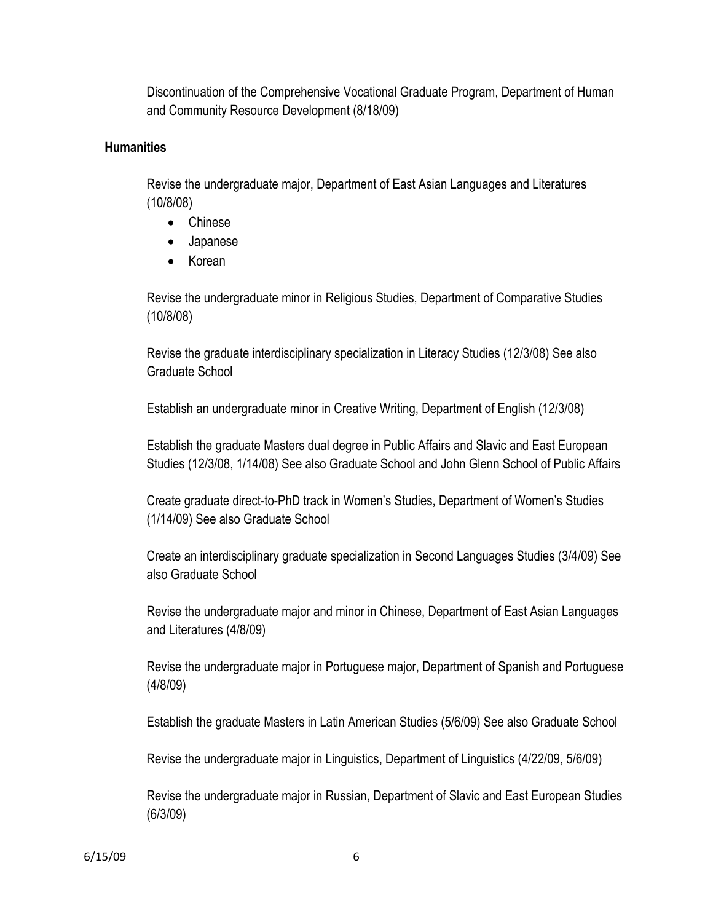Discontinuation of the Comprehensive Vocational Graduate Program, Department of Human and Community Resource Development (8/18/09)

**Humanities**

Revise the undergraduate major, Department of East Asian Languages and Literatures (10/8/08)

- Chinese
- Japanese
- Korean

Revise the undergraduate minor in Religious Studies, Department of Comparative Studies (10/8/08)

Revise the graduate interdisciplinary specialization in Literacy Studies (12/3/08) See also Graduate School

Establish an undergraduate minor in Creative Writing, Department of English (12/3/08)

Establish the graduate Masters dual degree in Public Affairs and Slavic and East European Studies (12/3/08, 1/14/08) See also Graduate School and John Glenn School of Public Affairs

Create graduate direct-to-PhD track in Women's Studies, Department of Women's Studies (1/14/09) See also Graduate School

Create an interdisciplinary graduate specialization in Second Languages Studies (3/4/09) See also Graduate School

Revise the undergraduate major and minor in Chinese, Department of East Asian Languages and Literatures (4/8/09)

Revise the undergraduate major in Portuguese major, Department of Spanish and Portuguese (4/8/09)

Establish the graduate Masters in Latin American Studies (5/6/09) See also Graduate School

Revise the undergraduate major in Linguistics, Department of Linguistics (4/22/09, 5/6/09)

Revise the undergraduate major in Russian, Department of Slavic and East European Studies (6/3/09)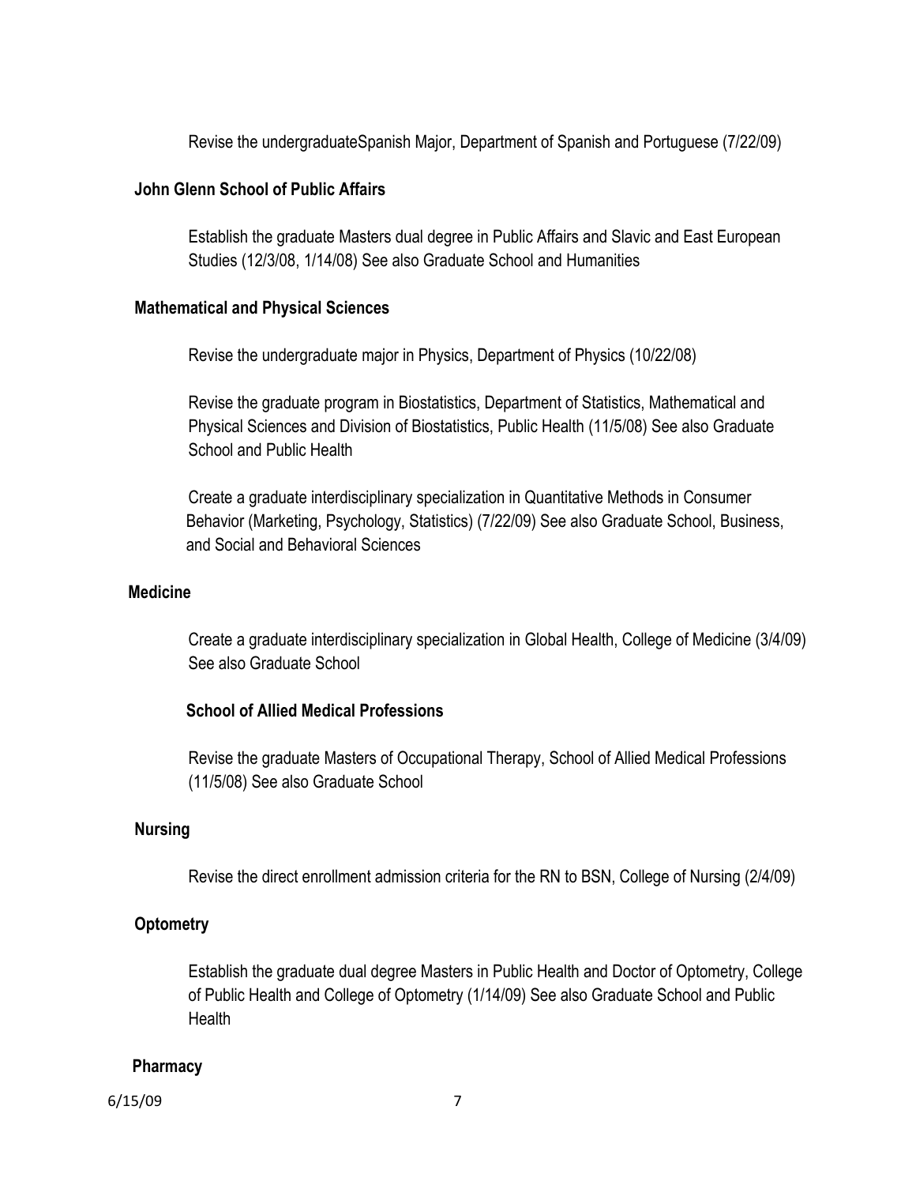Revise the undergraduateSpanish Major, Department of Spanish and Portuguese (7/22/09)

**John Glenn School of Public Affairs**

Establish the graduate Masters dual degree in Public Affairs and Slavic and East European Studies (12/3/08, 1/14/08) See also Graduate School and Humanities

**Mathematical and Physical Sciences**

Revise the undergraduate major in Physics, Department of Physics (10/22/08)

Revise the graduate program in Biostatistics, Department of Statistics, Mathematical and Physical Sciences and Division of Biostatistics, Public Health (11/5/08) See also Graduate School and Public Health

Create a graduate interdisciplinary specialization in Quantitative Methods in Consumer Behavior (Marketing, Psychology, Statistics) (7/22/09) See also Graduate School, Business, and Social and Behavioral Sciences

**Medicine**

Create a graduate interdisciplinary specialization in Global Health, College of Medicine (3/4/09) See also Graduate School

**School of Allied Medical Professions**

Revise the graduate Masters of Occupational Therapy, School of Allied Medical Professions (11/5/08) See also Graduate School

**Nursing**

Revise the direct enrollment admission criteria for the RN to BSN, College of Nursing (2/4/09)

**Optometry**

Establish the graduate dual degree Masters in Public Health and Doctor of Optometry, College of Public Health and College of Optometry (1/14/09) See also Graduate School and Public Health

**Pharmacy**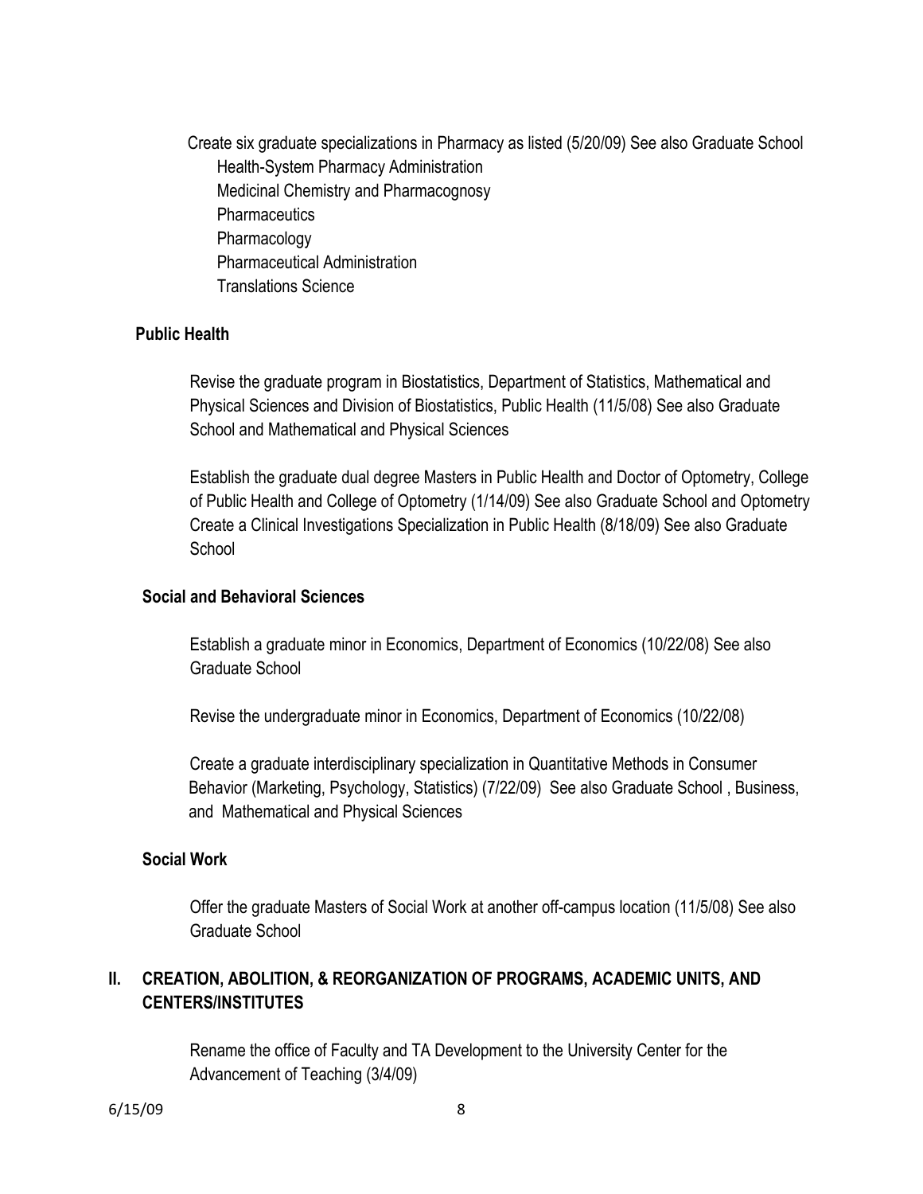Create six graduate specializations in Pharmacy as listed (5/20/09) See also Graduate School

- Health-System Pharmacy Administration
- Medicinal Chemistry and Pharmacognosy
- Pharmaceutics
- Pharmacology
- Pharmaceutical Administration
- Translations Science

### Public Health

Revise the graduate program in Biostatistics, Department of Statistics, Mathematical and Physical Sciences and Division of Biostatistics, Public Health (11/5/08) See also Graduate School and Mathematical and Physical Sciences

Establish the graduate dual degree Masters in Public Health and Doctor of Optometry, College of Public Health and College of Optometry (1/14/09) See also Graduate School and Optometry
Create a Clinical Investigations Specialization in Public Health (8/18/09) See also Graduate School

### Social and Behavioral Sciences

Establish a graduate minor in Economics, Department of Economics (10/22/08) See also Graduate School

Revise the undergraduate minor in Economics, Department of Economics (10/22/08)

Create a graduate interdisciplinary specialization in Quantitative Methods in Consumer Behavior (Marketing, Psychology, Statistics) (7/22/09) See also Graduate School , Business, and Mathematical and Physical Sciences

### Social Work

Offer the graduate Masters of Social Work at another off-campus location (11/5/08) See also Graduate School

## II. CREATION, ABOLITION, & REORGANIZATION OF PROGRAMS, ACADEMIC UNITS, AND CENTERS/INSTITUTES

Rename the office of Faculty and TA Development to the University Center for the Advancement of Teaching (3/4/09)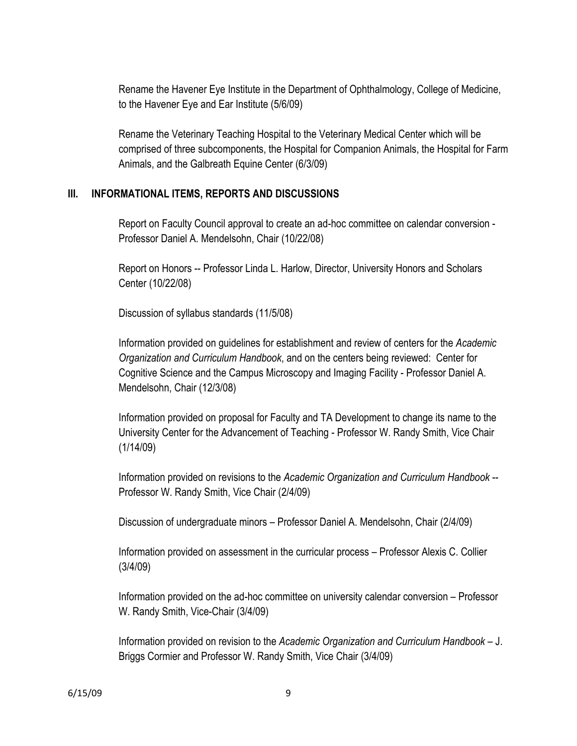Rename the Havener Eye Institute in the Department of Ophthalmology, College of Medicine, to the Havener Eye and Ear Institute (5/6/09)

Rename the Veterinary Teaching Hospital to the Veterinary Medical Center which will be comprised of three subcomponents, the Hospital for Companion Animals, the Hospital for Farm Animals, and the Galbreath Equine Center (6/3/09)

## III. INFORMATIONAL ITEMS, REPORTS AND DISCUSSIONS

Report on Faculty Council approval to create an ad-hoc committee on calendar conversion - Professor Daniel A. Mendelsohn, Chair (10/22/08)

Report on Honors -- Professor Linda L. Harlow, Director, University Honors and Scholars Center (10/22/08)

Discussion of syllabus standards (11/5/08)

Information provided on guidelines for establishment and review of centers for the *Academic Organization and Curriculum Handbook*, and on the centers being reviewed: Center for Cognitive Science and the Campus Microscopy and Imaging Facility - Professor Daniel A. Mendelsohn, Chair (12/3/08)

Information provided on proposal for Faculty and TA Development to change its name to the University Center for the Advancement of Teaching - Professor W. Randy Smith, Vice Chair (1/14/09)

Information provided on revisions to the *Academic Organization and Curriculum Handbook* -- Professor W. Randy Smith, Vice Chair (2/4/09)

Discussion of undergraduate minors – Professor Daniel A. Mendelsohn, Chair (2/4/09)

Information provided on assessment in the curricular process – Professor Alexis C. Collier (3/4/09)

Information provided on the ad-hoc committee on university calendar conversion – Professor W. Randy Smith, Vice-Chair (3/4/09)

Information provided on revision to the *Academic Organization and Curriculum Handbook* – J. Briggs Cormier and Professor W. Randy Smith, Vice Chair (3/4/09)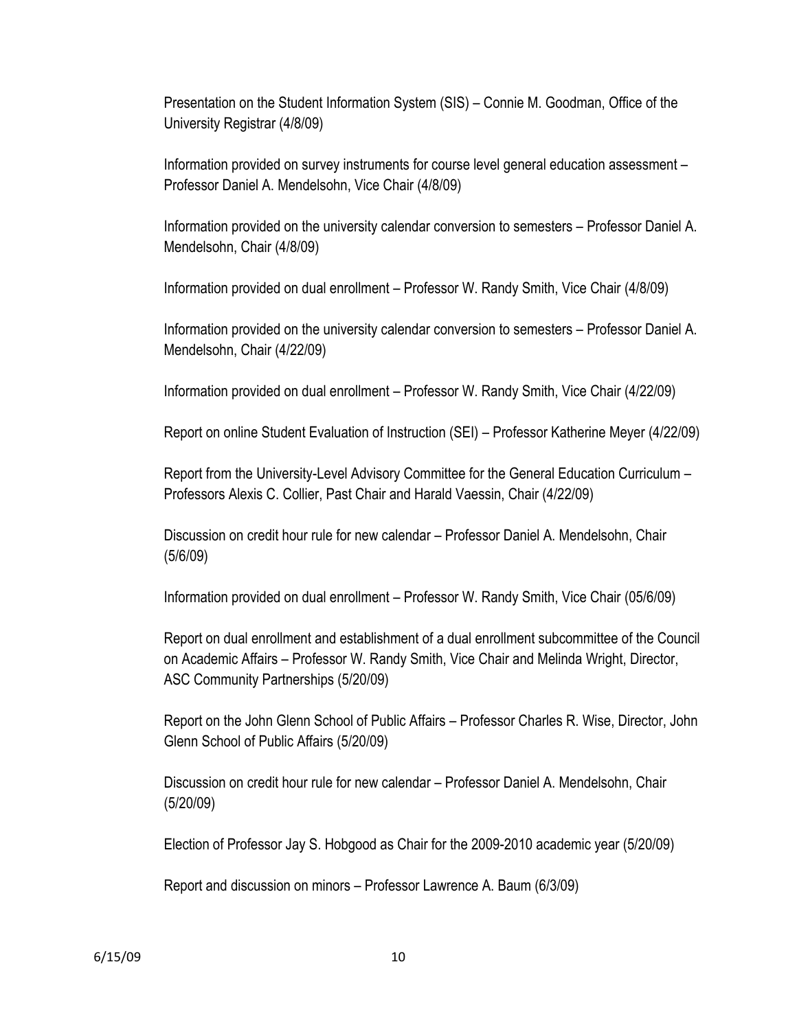Presentation on the Student Information System (SIS) – Connie M. Goodman, Office of the University Registrar (4/8/09)

Information provided on survey instruments for course level general education assessment – Professor Daniel A. Mendelsohn, Vice Chair (4/8/09)

Information provided on the university calendar conversion to semesters – Professor Daniel A. Mendelsohn, Chair (4/8/09)

Information provided on dual enrollment – Professor W. Randy Smith, Vice Chair (4/8/09)

Information provided on the university calendar conversion to semesters – Professor Daniel A. Mendelsohn, Chair (4/22/09)

Information provided on dual enrollment – Professor W. Randy Smith, Vice Chair (4/22/09)

Report on online Student Evaluation of Instruction (SEI) – Professor Katherine Meyer (4/22/09)

Report from the University-Level Advisory Committee for the General Education Curriculum – Professors Alexis C. Collier, Past Chair and Harald Vaessin, Chair (4/22/09)

Discussion on credit hour rule for new calendar – Professor Daniel A. Mendelsohn, Chair (5/6/09)

Information provided on dual enrollment – Professor W. Randy Smith, Vice Chair (05/6/09)

Report on dual enrollment and establishment of a dual enrollment subcommittee of the Council on Academic Affairs – Professor W. Randy Smith, Vice Chair and Melinda Wright, Director, ASC Community Partnerships (5/20/09)

Report on the John Glenn School of Public Affairs – Professor Charles R. Wise, Director, John Glenn School of Public Affairs (5/20/09)

Discussion on credit hour rule for new calendar – Professor Daniel A. Mendelsohn, Chair (5/20/09)

Election of Professor Jay S. Hobgood as Chair for the 2009-2010 academic year (5/20/09)

Report and discussion on minors – Professor Lawrence A. Baum (6/3/09)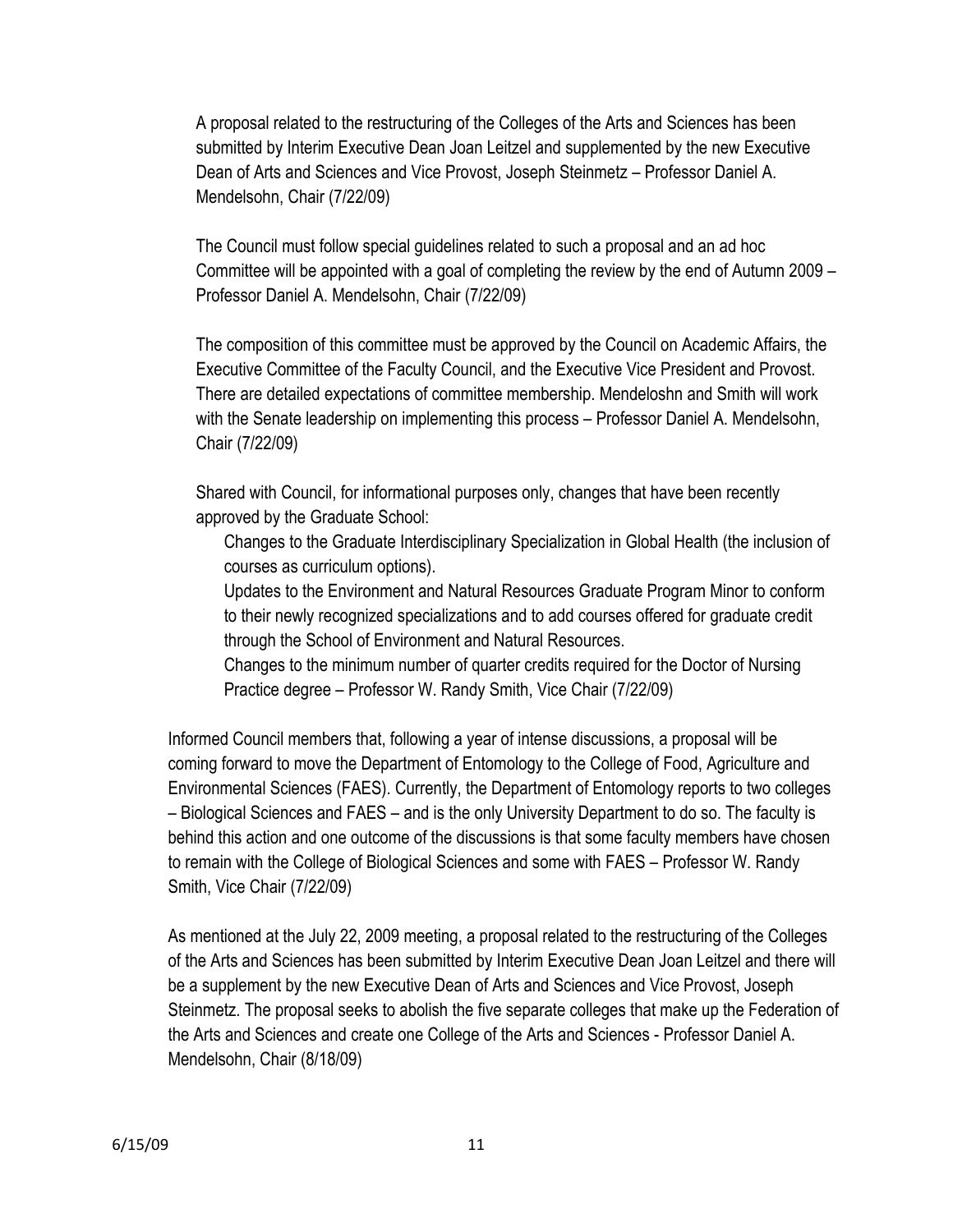A proposal related to the restructuring of the Colleges of the Arts and Sciences has been submitted by Interim Executive Dean Joan Leitzel and supplemented by the new Executive Dean of Arts and Sciences and Vice Provost, Joseph Steinmetz – Professor Daniel A. Mendelsohn, Chair (7/22/09)

The Council must follow special guidelines related to such a proposal and an ad hoc Committee will be appointed with a goal of completing the review by the end of Autumn 2009 – Professor Daniel A. Mendelsohn, Chair (7/22/09)

The composition of this committee must be approved by the Council on Academic Affairs, the Executive Committee of the Faculty Council, and the Executive Vice President and Provost. There are detailed expectations of committee membership. Mendeloshn and Smith will work with the Senate leadership on implementing this process – Professor Daniel A. Mendelsohn, Chair (7/22/09)

Shared with Council, for informational purposes only, changes that have been recently approved by the Graduate School:

- Changes to the Graduate Interdisciplinary Specialization in Global Health (the inclusion of courses as curriculum options).
- Updates to the Environment and Natural Resources Graduate Program Minor to conform to their newly recognized specializations and to add courses offered for graduate credit through the School of Environment and Natural Resources.
- Changes to the minimum number of quarter credits required for the Doctor of Nursing Practice degree – Professor W. Randy Smith, Vice Chair (7/22/09)

Informed Council members that, following a year of intense discussions, a proposal will be coming forward to move the Department of Entomology to the College of Food, Agriculture and Environmental Sciences (FAES). Currently, the Department of Entomology reports to two colleges – Biological Sciences and FAES – and is the only University Department to do so. The faculty is behind this action and one outcome of the discussions is that some faculty members have chosen to remain with the College of Biological Sciences and some with FAES – Professor W. Randy Smith, Vice Chair (7/22/09)

As mentioned at the July 22, 2009 meeting, a proposal related to the restructuring of the Colleges of the Arts and Sciences has been submitted by Interim Executive Dean Joan Leitzel and there will be a supplement by the new Executive Dean of Arts and Sciences and Vice Provost, Joseph Steinmetz. The proposal seeks to abolish the five separate colleges that make up the Federation of the Arts and Sciences and create one College of the Arts and Sciences - Professor Daniel A. Mendelsohn, Chair (8/18/09)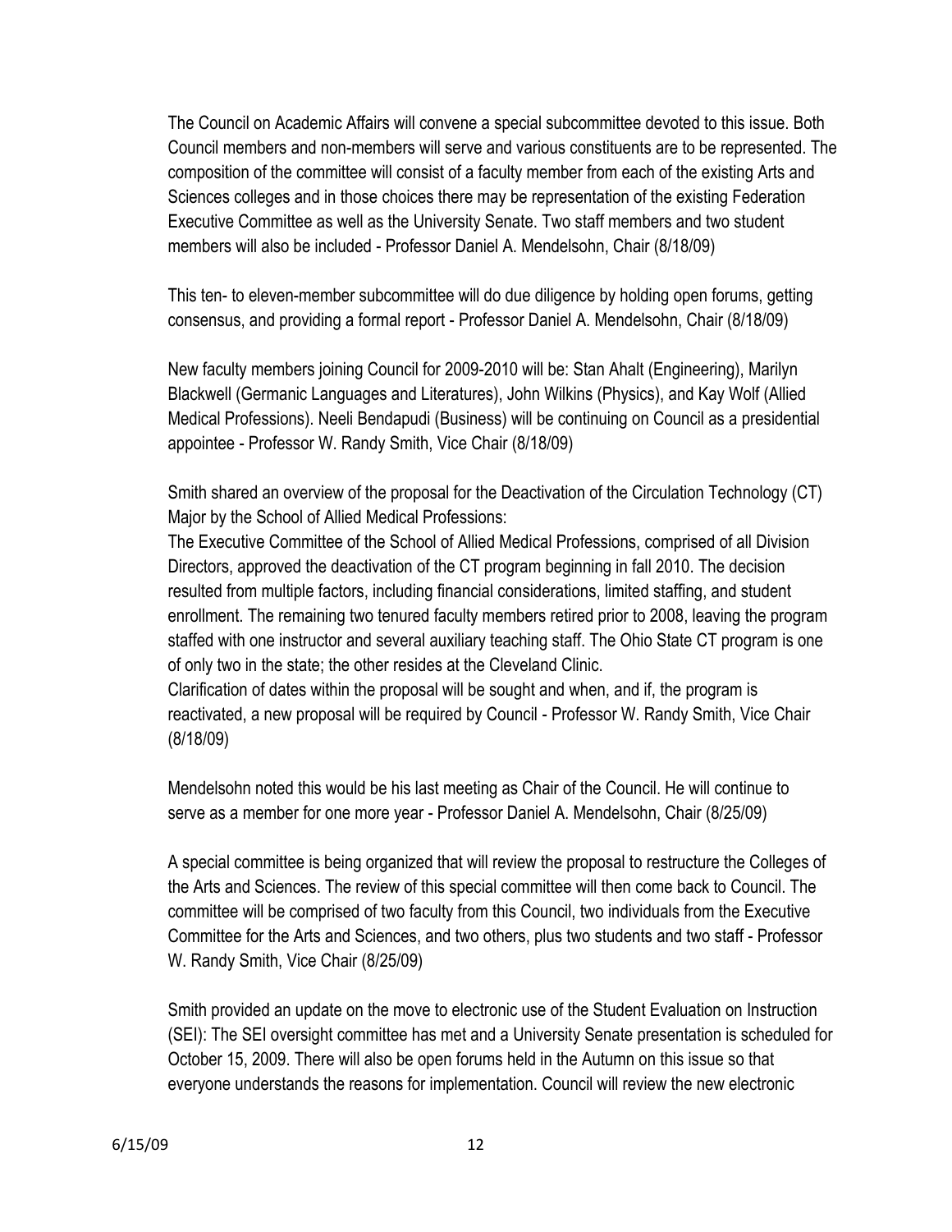The Council on Academic Affairs will convene a special subcommittee devoted to this issue. Both Council members and non-members will serve and various constituents are to be represented. The composition of the committee will consist of a faculty member from each of the existing Arts and Sciences colleges and in those choices there may be representation of the existing Federation Executive Committee as well as the University Senate. Two staff members and two student members will also be included - Professor Daniel A. Mendelsohn, Chair (8/18/09)

This ten- to eleven-member subcommittee will do due diligence by holding open forums, getting consensus, and providing a formal report - Professor Daniel A. Mendelsohn, Chair (8/18/09)

New faculty members joining Council for 2009-2010 will be: Stan Ahalt (Engineering), Marilyn Blackwell (Germanic Languages and Literatures), John Wilkins (Physics), and Kay Wolf (Allied Medical Professions). Neeli Bendapudi (Business) will be continuing on Council as a presidential appointee - Professor W. Randy Smith, Vice Chair (8/18/09)

Smith shared an overview of the proposal for the Deactivation of the Circulation Technology (CT) Major by the School of Allied Medical Professions:
The Executive Committee of the School of Allied Medical Professions, comprised of all Division Directors, approved the deactivation of the CT program beginning in fall 2010. The decision resulted from multiple factors, including financial considerations, limited staffing, and student enrollment. The remaining two tenured faculty members retired prior to 2008, leaving the program staffed with one instructor and several auxiliary teaching staff. The Ohio State CT program is one of only two in the state; the other resides at the Cleveland Clinic.
Clarification of dates within the proposal will be sought and when, and if, the program is reactivated, a new proposal will be required by Council - Professor W. Randy Smith, Vice Chair (8/18/09)

Mendelsohn noted this would be his last meeting as Chair of the Council. He will continue to serve as a member for one more year - Professor Daniel A. Mendelsohn, Chair (8/25/09)

A special committee is being organized that will review the proposal to restructure the Colleges of the Arts and Sciences. The review of this special committee will then come back to Council. The committee will be comprised of two faculty from this Council, two individuals from the Executive Committee for the Arts and Sciences, and two others, plus two students and two staff - Professor W. Randy Smith, Vice Chair (8/25/09)

Smith provided an update on the move to electronic use of the Student Evaluation on Instruction (SEI): The SEI oversight committee has met and a University Senate presentation is scheduled for October 15, 2009. There will also be open forums held in the Autumn on this issue so that everyone understands the reasons for implementation. Council will review the new electronic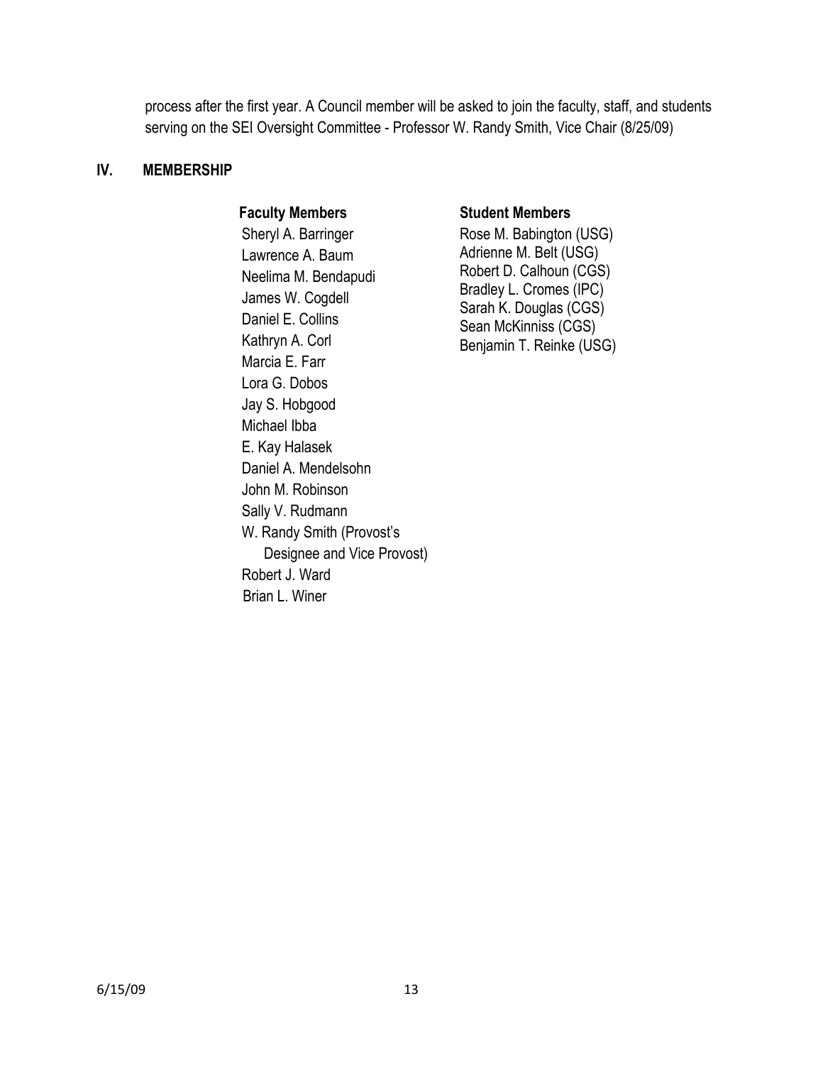process after the first year. A Council member will be asked to join the faculty, staff, and students serving on the SEI Oversight Committee - Professor W. Randy Smith, Vice Chair (8/25/09)

## IV. MEMBERSHIP

**Faculty Members**

Sheryl A. Barringer
Lawrence A. Baum
Neelima M. Bendapudi
James W. Cogdell
Daniel E. Collins
Kathryn A. Corl
Marcia E. Farr
Lora G. Dobos
Jay S. Hobgood
Michael Ibba
E. Kay Halasek
Daniel A. Mendelsohn
John M. Robinson
Sally V. Rudmann
W. Randy Smith (Provost's Designee and Vice Provost)
Robert J. Ward
Brian L. Winer

**Student Members**

Rose M. Babington (USG)
Adrienne M. Belt (USG)
Robert D. Calhoun (CGS)
Bradley L. Cromes (IPC)
Sarah K. Douglas (CGS)
Sean McKinniss (CGS)
Benjamin T. Reinke (USG)